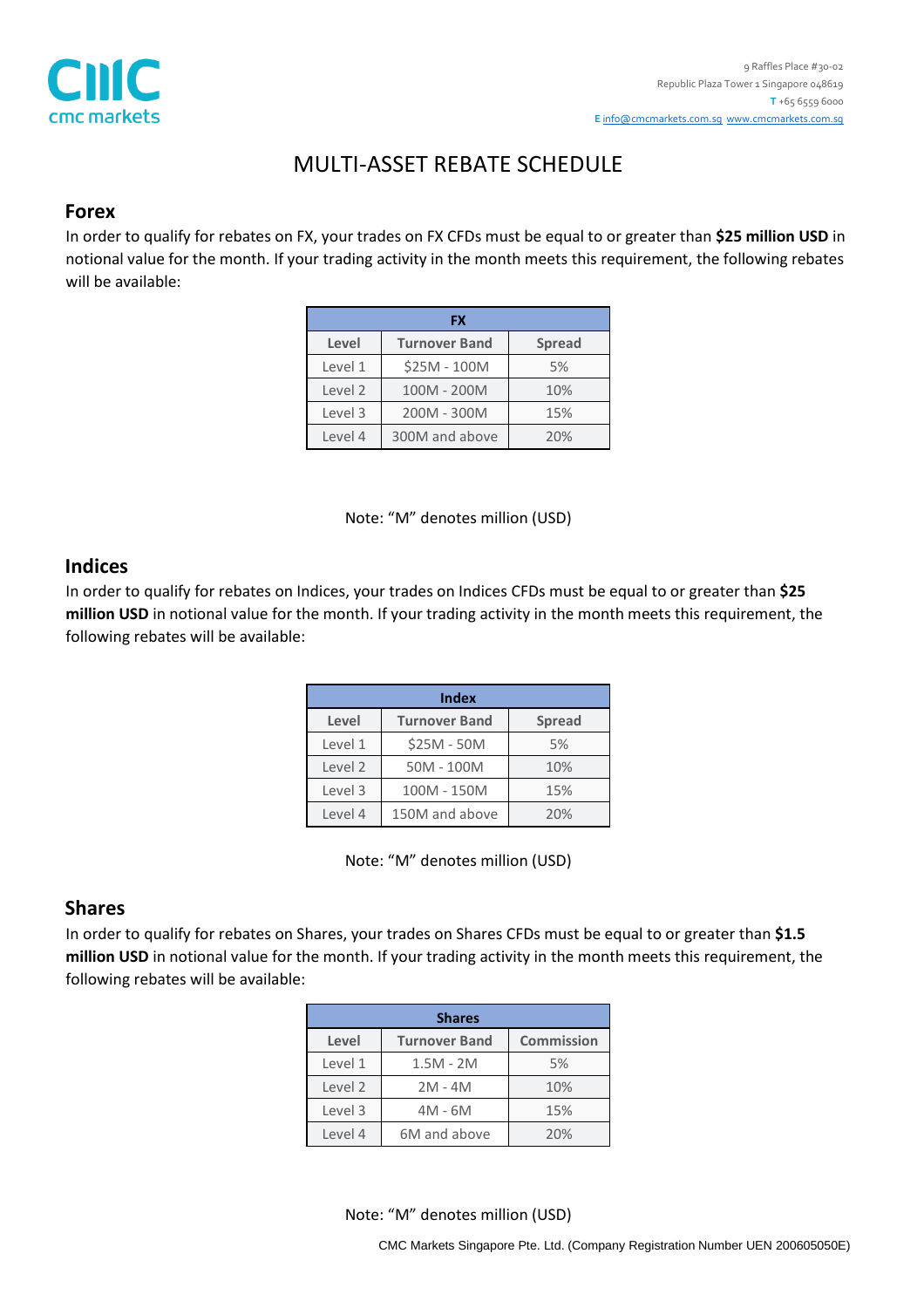cmc markets

9 Raffles Place #30-02
Republic Plaza Tower 1 Singapore 048619
T +65 6559 6000
E info@cmcmarkets.com.sg www.cmcmarkets.com.sg

# MULTI-ASSET REBATE SCHEDULE

## Forex

In order to qualify for rebates on FX, your trades on FX CFDs must be equal to or greater than **$25 million USD** in notional value for the month. If your trading activity in the month meets this requirement, the following rebates will be available:

| FX | | |
|---|---|---|
| **Level** | **Turnover Band** | **Spread** |
| Level 1 | $25M - 100M | 5% |
| Level 2 | 100M - 200M | 10% |
| Level 3 | 200M - 300M | 15% |
| Level 4 | 300M and above | 20% |

Note: "M" denotes million (USD)

## Indices

In order to qualify for rebates on Indices, your trades on Indices CFDs must be equal to or greater than **$25 million USD** in notional value for the month. If your trading activity in the month meets this requirement, the following rebates will be available:

| Index | | |
|---|---|---|
| **Level** | **Turnover Band** | **Spread** |
| Level 1 | $25M - 50M | 5% |
| Level 2 | 50M - 100M | 10% |
| Level 3 | 100M - 150M | 15% |
| Level 4 | 150M and above | 20% |

Note: "M" denotes million (USD)

## Shares

In order to qualify for rebates on Shares, your trades on Shares CFDs must be equal to or greater than **$1.5 million USD** in notional value for the month. If your trading activity in the month meets this requirement, the following rebates will be available:

| Shares | | |
|---|---|---|
| **Level** | **Turnover Band** | **Commission** |
| Level 1 | 1.5M - 2M | 5% |
| Level 2 | 2M - 4M | 10% |
| Level 3 | 4M - 6M | 15% |
| Level 4 | 6M and above | 20% |

Note: "M" denotes million (USD)

CMC Markets Singapore Pte. Ltd. (Company Registration Number UEN 200605050E)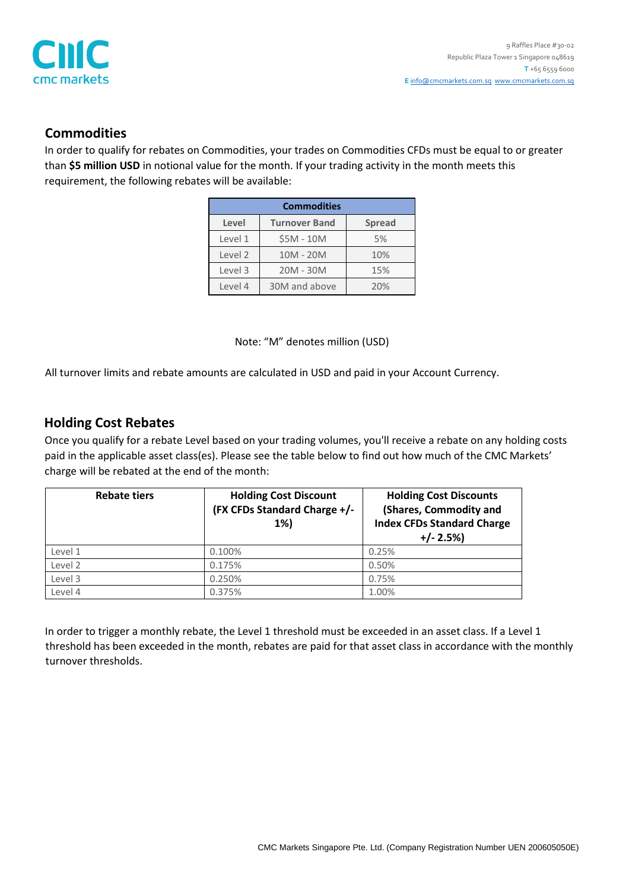## Commodities

In order to qualify for rebates on Commodities, your trades on Commodities CFDs must be equal to or greater than **$5 million USD** in notional value for the month. If your trading activity in the month meets this requirement, the following rebates will be available:

| Commodities | | |
|---|---|---|
| **Level** | **Turnover Band** | **Spread** |
| Level 1 | $5M - 10M | 5% |
| Level 2 | 10M - 20M | 10% |
| Level 3 | 20M - 30M | 15% |
| Level 4 | 30M and above | 20% |

Note: "M" denotes million (USD)

All turnover limits and rebate amounts are calculated in USD and paid in your Account Currency.

## Holding Cost Rebates

Once you qualify for a rebate Level based on your trading volumes, you'll receive a rebate on any holding costs paid in the applicable asset class(es). Please see the table below to find out how much of the CMC Markets' charge will be rebated at the end of the month:

| Rebate tiers | Holding Cost Discount (FX CFDs Standard Charge +/- 1%) | Holding Cost Discounts (Shares, Commodity and Index CFDs Standard Charge +/- 2.5%) |
|---|---|---|
| Level 1 | 0.100% | 0.25% |
| Level 2 | 0.175% | 0.50% |
| Level 3 | 0.250% | 0.75% |
| Level 4 | 0.375% | 1.00% |

In order to trigger a monthly rebate, the Level 1 threshold must be exceeded in an asset class. If a Level 1 threshold has been exceeded in the month, rebates are paid for that asset class in accordance with the monthly turnover thresholds.